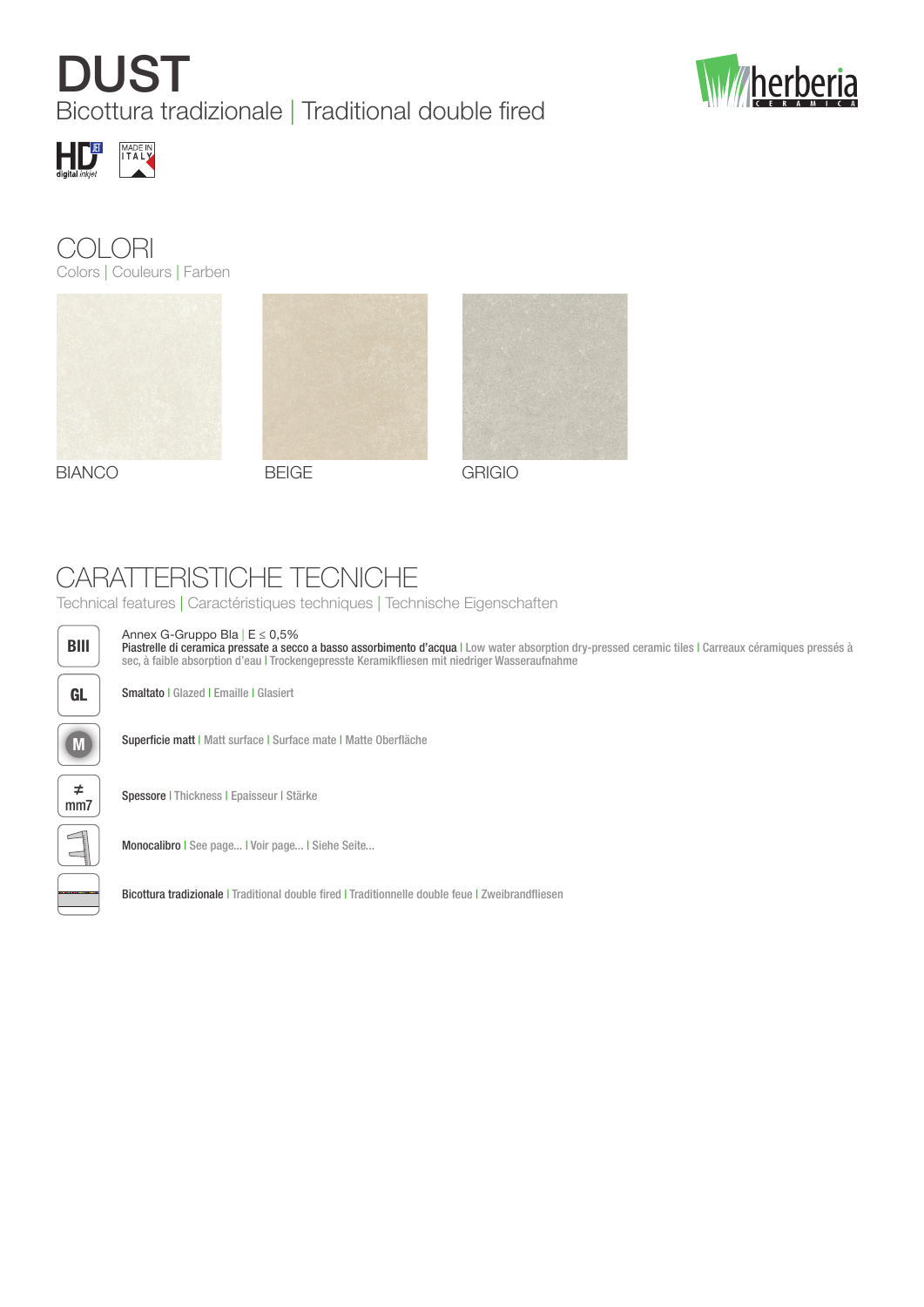# DUST

Bicottura tradizionale | Traditional double fired

HD JET digital inkjet

MADE IN ITALY

## COLORI

Colors | Couleurs | Farben

BIANCO

BEIGE

GRIGIO

## CARATTERISTICHE TECNICHE

Technical features | Caractéristiques techniques | Technische Eigenschaften

| Symbol | Description |
|---|---|
| BIII | Annex G-Gruppo Bla \| E ≤ 0,5%<br>**Piastrelle di ceramica pressate a secco a basso assorbimento d'acqua** I Low water absorption dry-pressed ceramic tiles I Carreaux céramiques pressés à sec, à faible absorption d'eau I Trockengepresste Keramikfliesen mit niedriger Wasseraufnahme |
| GL | **Smaltato** I Glazed I Emaille I Glasiert |
| M | **Superficie matt** I Matt surface I Surface mate I Matte Oberfläche |
| ≠ mm7 | **Spessore** I Thickness I Epaisseur I Stärke |
| | **Monocalibro** I See page... I Voir page... I Siehe Seite... |
| | **Bicottura tradizionale** I Traditional double fired I Traditionnelle double feue I Zweibrandfliesen |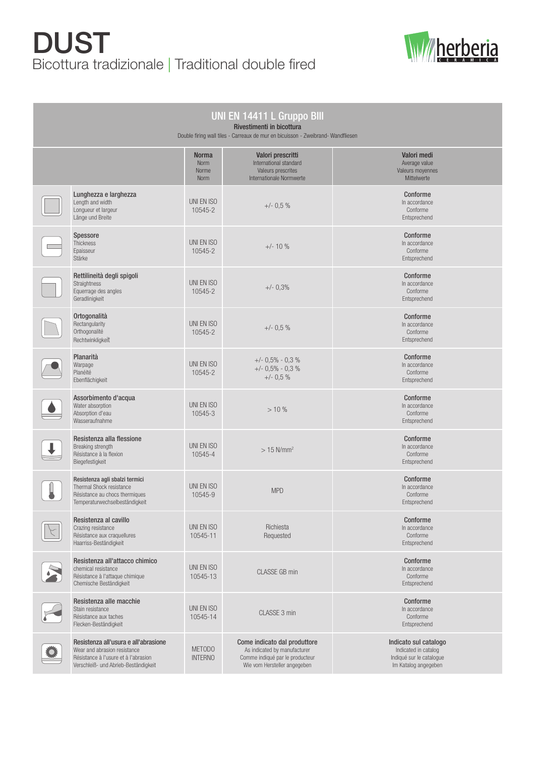# DUST

Bicottura tradizionale | Traditional double fired

| UNI EN 14411 L Gruppo BIII<br>Rivestimenti in bicottura<br>Double firing wall tiles - Carreaux de mur en bicuisson - Zweibrand- Wandfliesen | | | |
|---|---|---|---|
| | **Norma**<br>Norm<br>Norme<br>Norm | **Valori prescritti**<br>International standard<br>Valeurs prescrites<br>Internationale Normwerte | **Valori medi**<br>Average value<br>Valeurs moyennes<br>Mittelwerte |
| **Lunghezza e larghezza**<br>Length and width<br>Longueur et largeur<br>Länge und Breite | UNI EN ISO 10545-2 | +/- 0,5 % | **Conforme**<br>In accordance<br>Conforme<br>Entsprechend |
| **Spessore**<br>Thickness<br>Epaisseur<br>Stärke | UNI EN ISO 10545-2 | +/- 10 % | **Conforme**<br>In accordance<br>Conforme<br>Entsprechend |
| **Rettilineità degli spigoli**<br>Straightness<br>Equerrage des angles<br>Geradlinigkeit | UNI EN ISO 10545-2 | +/- 0,3% | **Conforme**<br>In accordance<br>Conforme<br>Entsprechend |
| **Ortogonalità**<br>Rectangularity<br>Orthogonalité<br>Rechtwinkligkeit | UNI EN ISO 10545-2 | +/- 0,5 % | **Conforme**<br>In accordance<br>Conforme<br>Entsprechend |
| **Planarità**<br>Warpage<br>Planéité<br>Ebenflächigkeit | UNI EN ISO 10545-2 | +/- 0,5% - 0,3 %<br>+/- 0,5% - 0,3 %<br>+/- 0,5 % | **Conforme**<br>In accordance<br>Conforme<br>Entsprechend |
| **Assorbimento d'acqua**<br>Water absorption<br>Absorption d'eau<br>Wasseraufnahme | UNI EN ISO 10545-3 | > 10 % | **Conforme**<br>In accordance<br>Conforme<br>Entsprechend |
| **Resistenza alla flessione**<br>Breaking strength<br>Résistance à la flexion<br>Biegefestigkeit | UNI EN ISO 10545-4 | > 15 $N/mm^2$ | **Conforme**<br>In accordance<br>Conforme<br>Entsprechend |
| **Resistenza agli sbalzi termici**<br>Thermal Shock resistance<br>Résistance au chocs thermiques<br>Temperaturwechselbeständigkeit | UNI EN ISO 10545-9 | MPD | **Conforme**<br>In accordance<br>Conforme<br>Entsprechend |
| **Resistenza al cavillo**<br>Crazing resistance<br>Résistance aux craquellures<br>Haarriss-Beständigkeit | UNI EN ISO 10545-11 | Richiesta<br>Requested | **Conforme**<br>In accordance<br>Conforme<br>Entsprechend |
| **Resistenza all'attacco chimico**<br>chemical resistance<br>Résistance à l'attaque chimique<br>Chemische Beständigkeit | UNI EN ISO 10545-13 | CLASSE GB min | **Conforme**<br>In accordance<br>Conforme<br>Entsprechend |
| **Resistenza alle macchie**<br>Stain resistance<br>Résistance aux taches<br>Flecken-Beständigkeit | UNI EN ISO 10545-14 | CLASSE 3 min | **Conforme**<br>In accordance<br>Conforme<br>Entsprechend |
| **Resistenza all'usura e all'abrasione**<br>Wear and abrasion resistance<br>Résistance à l'usure et à l'abrasion<br>Verschleiß- und Abrieb-Beständigkeit | METODO INTERNO | **Come indicato dal produttore**<br>As indicated by manufacturer<br>Comme indiqué par le producteur<br>Wie vom Hersteller angegeben | **Indicato sul catalogo**<br>Indicated in catalog<br>Indiqué sur le catalogue<br>Im Katalog angegeben |